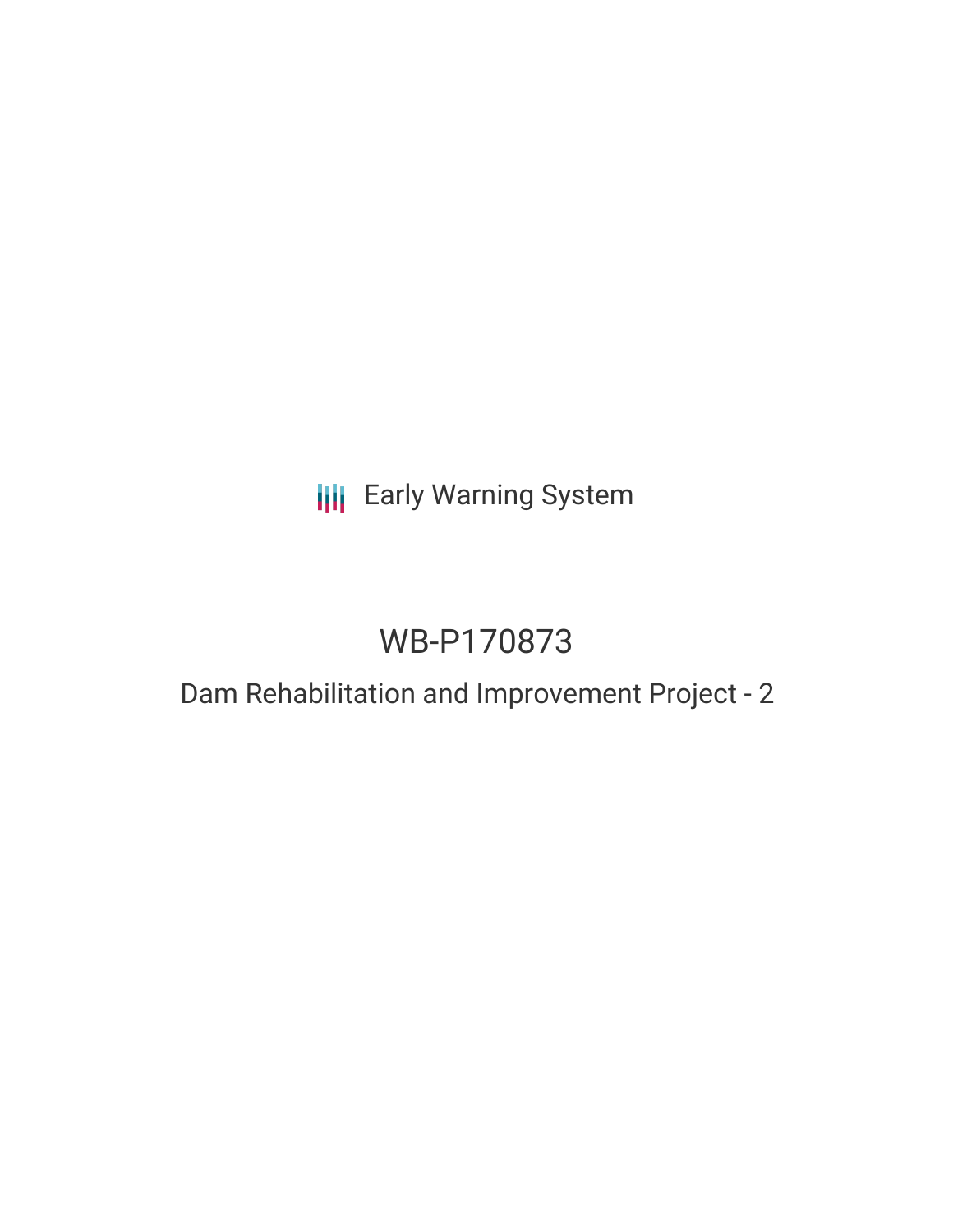Early Warning System

# WB-P170873

## Dam Rehabilitation and Improvement Project - 2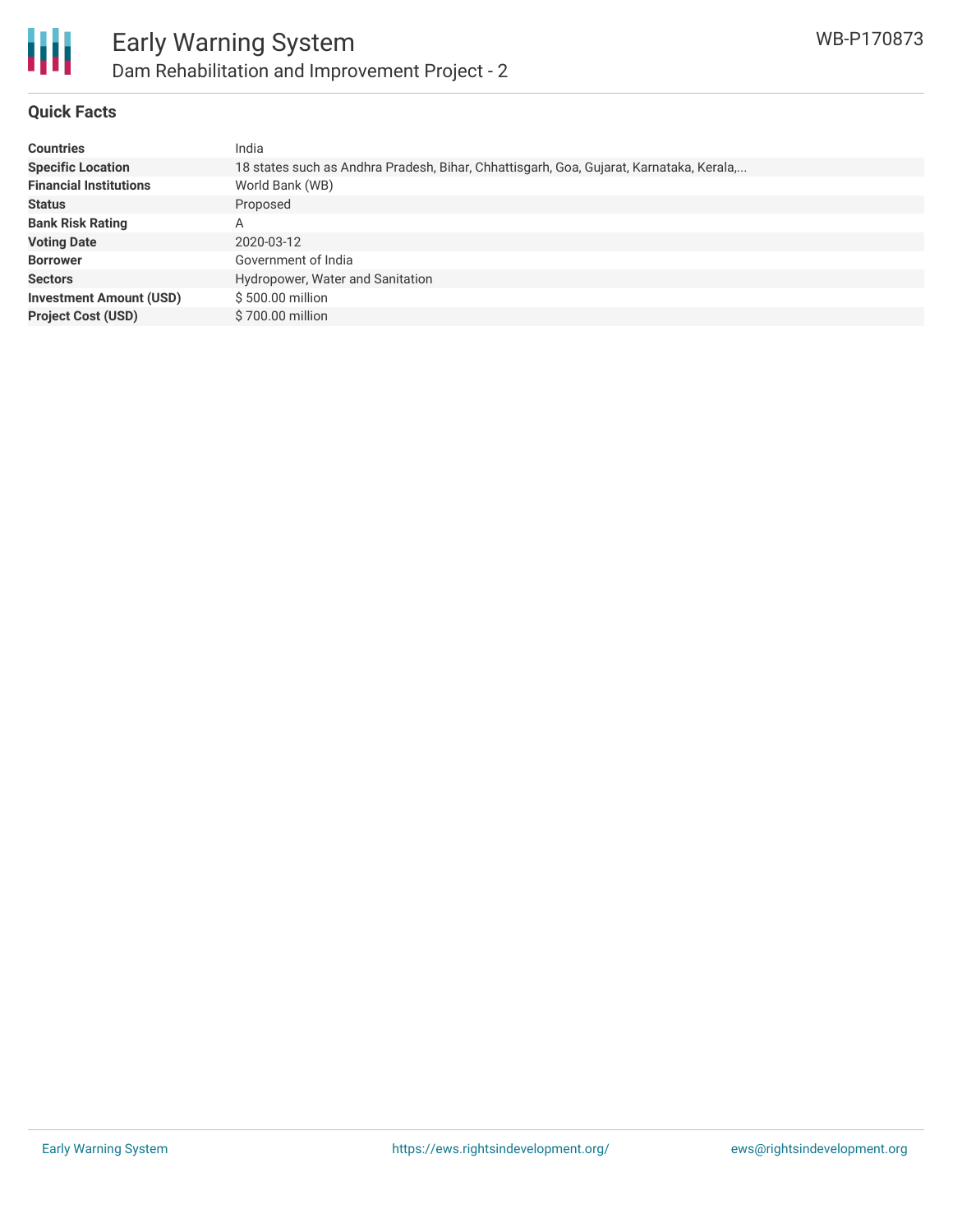## Quick Facts

| | |
|---|---|
| **Countries** | India |
| **Specific Location** | 18 states such as Andhra Pradesh, Bihar, Chhattisgarh, Goa, Gujarat, Karnataka, Kerala,... |
| **Financial Institutions** | World Bank (WB) |
| **Status** | Proposed |
| **Bank Risk Rating** | A |
| **Voting Date** | 2020-03-12 |
| **Borrower** | Government of India |
| **Sectors** | Hydropower, Water and Sanitation |
| **Investment Amount (USD)** | $ 500.00 million |
| **Project Cost (USD)** | $ 700.00 million |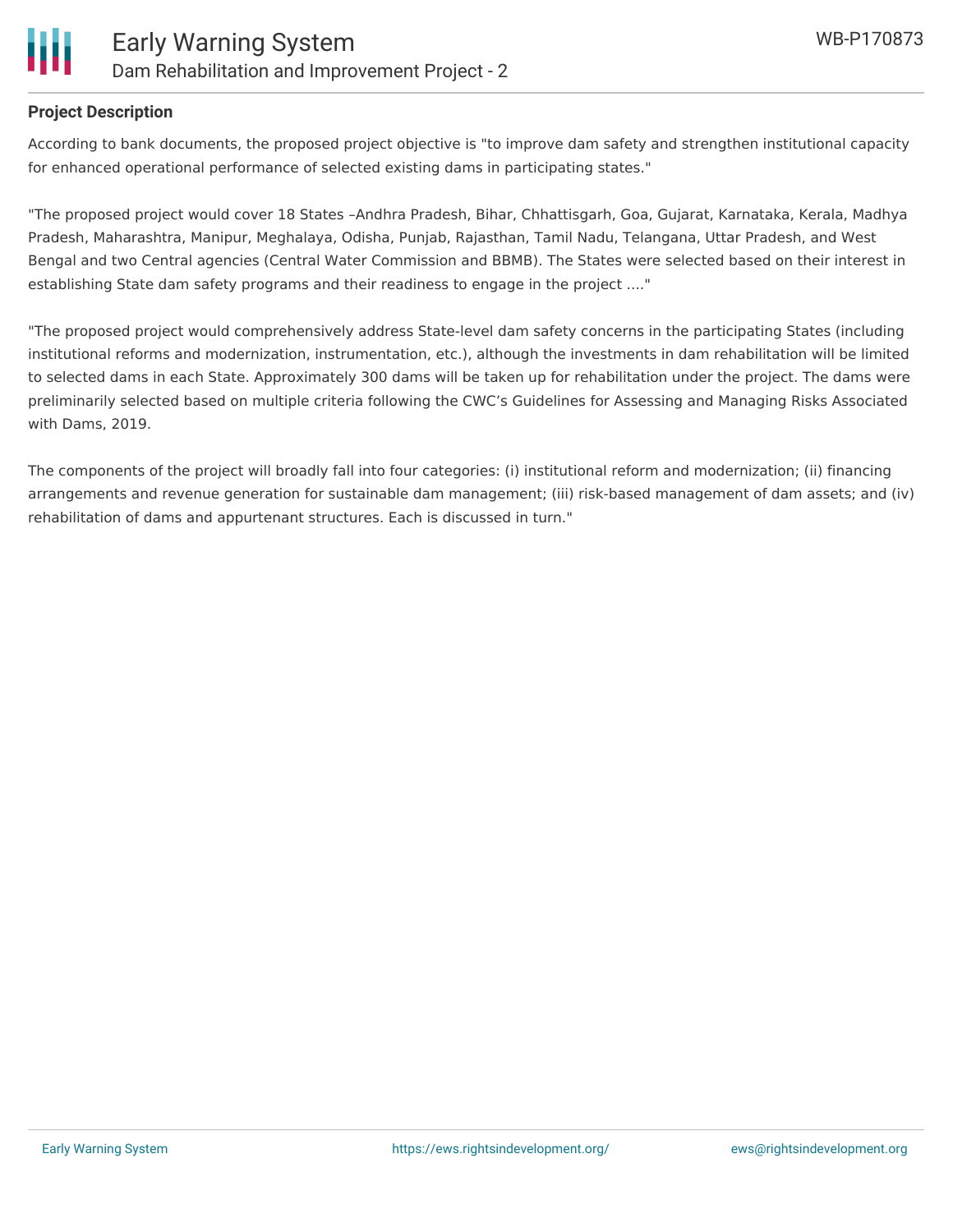## Project Description

According to bank documents, the proposed project objective is "to improve dam safety and strengthen institutional capacity for enhanced operational performance of selected existing dams in participating states."

"The proposed project would cover 18 States –Andhra Pradesh, Bihar, Chhattisgarh, Goa, Gujarat, Karnataka, Kerala, Madhya Pradesh, Maharashtra, Manipur, Meghalaya, Odisha, Punjab, Rajasthan, Tamil Nadu, Telangana, Uttar Pradesh, and West Bengal and two Central agencies (Central Water Commission and BBMB). The States were selected based on their interest in establishing State dam safety programs and their readiness to engage in the project ...."

"The proposed project would comprehensively address State-level dam safety concerns in the participating States (including institutional reforms and modernization, instrumentation, etc.), although the investments in dam rehabilitation will be limited to selected dams in each State. Approximately 300 dams will be taken up for rehabilitation under the project. The dams were preliminarily selected based on multiple criteria following the CWC's Guidelines for Assessing and Managing Risks Associated with Dams, 2019.

The components of the project will broadly fall into four categories: (i) institutional reform and modernization; (ii) financing arrangements and revenue generation for sustainable dam management; (iii) risk-based management of dam assets; and (iv) rehabilitation of dams and appurtenant structures. Each is discussed in turn."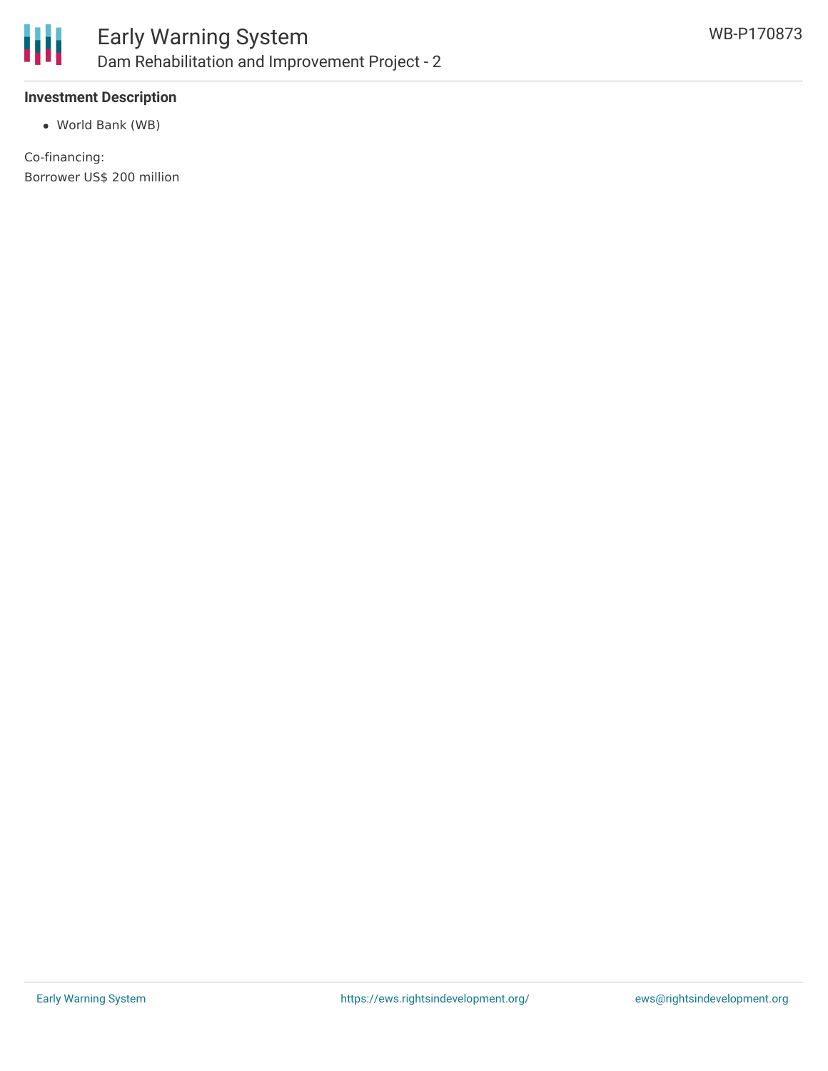**Investment Description**

- World Bank (WB)

Co-financing:
Borrower US$ 200 million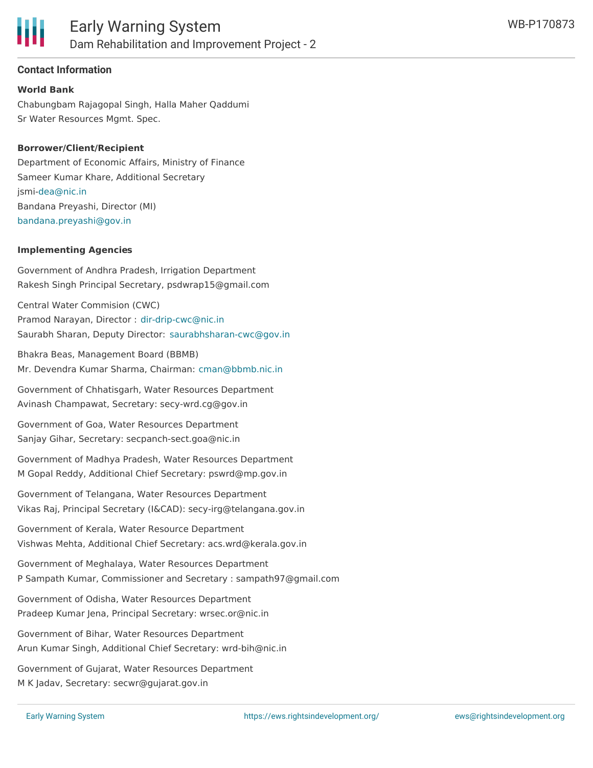## Contact Information

**World Bank**

Chabungbam Rajagopal Singh, Halla Maher Qaddumi
Sr Water Resources Mgmt. Spec.

**Borrower/Client/Recipient**

Department of Economic Affairs, Ministry of Finance
Sameer Kumar Khare, Additional Secretary
jsmi-dea@nic.in
Bandana Preyashi, Director (MI)
bandana.preyashi@gov.in

**Implementing Agencies**

Government of Andhra Pradesh, Irrigation Department
Rakesh Singh Principal Secretary, psdwrap15@gmail.com

Central Water Commision (CWC)
Pramod Narayan, Director : dir-drip-cwc@nic.in
Saurabh Sharan, Deputy Director: saurabhsharan-cwc@gov.in

Bhakra Beas, Management Board (BBMB)
Mr. Devendra Kumar Sharma, Chairman: cman@bbmb.nic.in

Government of Chhatisgarh, Water Resources Department
Avinash Champawat, Secretary: secy-wrd.cg@gov.in

Government of Goa, Water Resources Department
Sanjay Gihar, Secretary: secpanch-sect.goa@nic.in

Government of Madhya Pradesh, Water Resources Department
M Gopal Reddy, Additional Chief Secretary: pswrd@mp.gov.in

Government of Telangana, Water Resources Department
Vikas Raj, Principal Secretary (I&CAD): secy-irg@telangana.gov.in

Government of Kerala, Water Resource Department
Vishwas Mehta, Additional Chief Secretary: acs.wrd@kerala.gov.in

Government of Meghalaya, Water Resources Department
P Sampath Kumar, Commissioner and Secretary : sampath97@gmail.com

Government of Odisha, Water Resources Department
Pradeep Kumar Jena, Principal Secretary: wrsec.or@nic.in

Government of Bihar, Water Resources Department
Arun Kumar Singh, Additional Chief Secretary: wrd-bih@nic.in

Government of Gujarat, Water Resources Department
M K Jadav, Secretary: secwr@gujarat.gov.in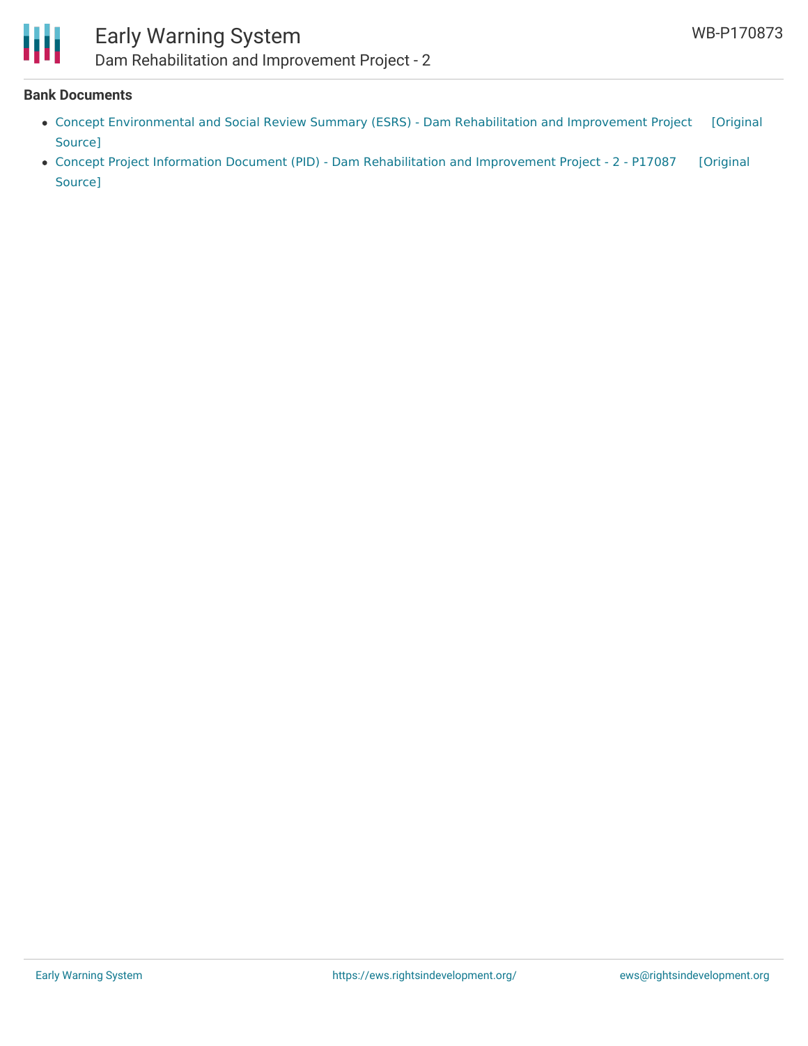## Bank Documents

- Concept Environmental and Social Review Summary (ESRS) - Dam Rehabilitation and Improvement Project [Original Source]
- Concept Project Information Document (PID) - Dam Rehabilitation and Improvement Project - 2 - P17087 [Original Source]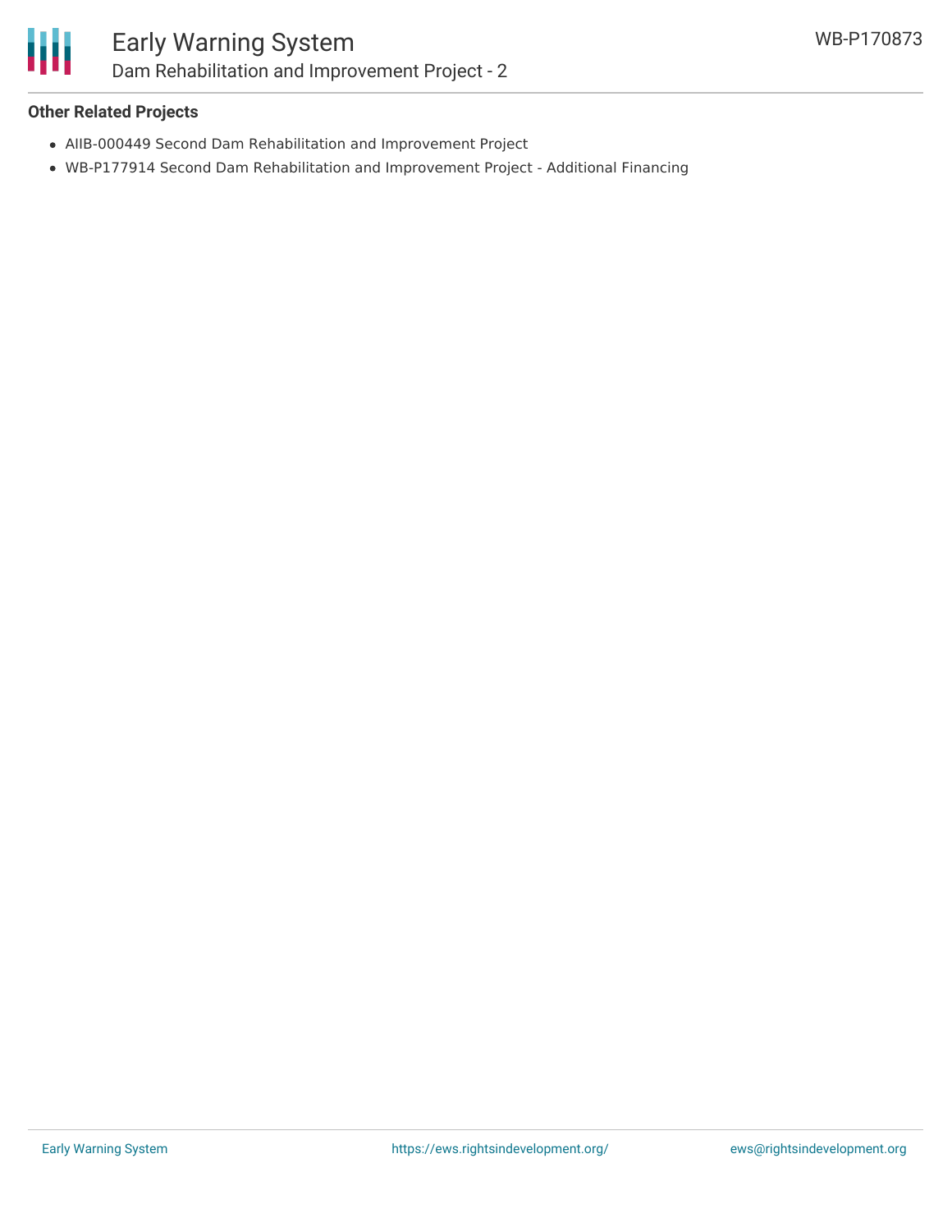### Other Related Projects

- AIIB-000449 Second Dam Rehabilitation and Improvement Project
- WB-P177914 Second Dam Rehabilitation and Improvement Project - Additional Financing